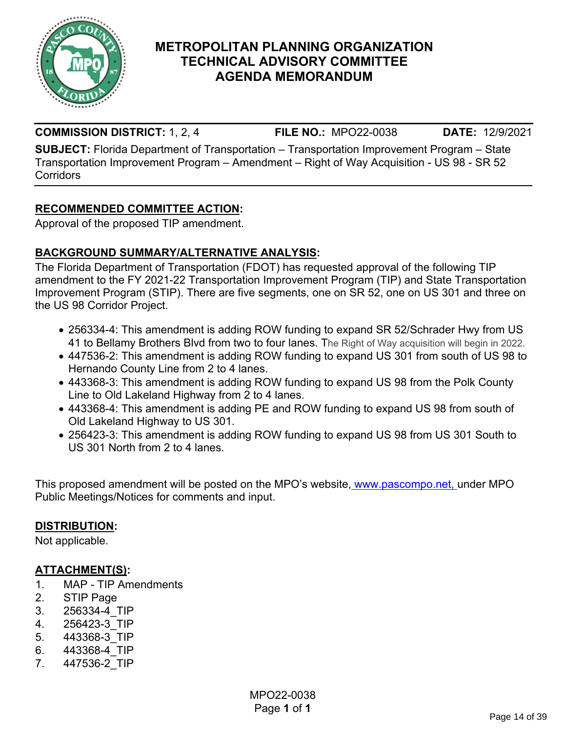# METROPOLITAN PLANNING ORGANIZATION TECHNICAL ADVISORY COMMITTEE AGENDA MEMORANDUM

**COMMISSION DISTRICT:** 1, 2, 4 **FILE NO.:** MPO22-0038 **DATE:** 12/9/2021

**SUBJECT:** Florida Department of Transportation – Transportation Improvement Program – State Transportation Improvement Program – Amendment – Right of Way Acquisition - US 98 - SR 52 Corridors

## RECOMMENDED COMMITTEE ACTION:

Approval of the proposed TIP amendment.

## BACKGROUND SUMMARY/ALTERNATIVE ANALYSIS:

The Florida Department of Transportation (FDOT) has requested approval of the following TIP amendment to the FY 2021-22 Transportation Improvement Program (TIP) and State Transportation Improvement Program (STIP). There are five segments, one on SR 52, one on US 301 and three on the US 98 Corridor Project.

- 256334-4: This amendment is adding ROW funding to expand SR 52/Schrader Hwy from US 41 to Bellamy Brothers Blvd from two to four lanes. The Right of Way acquisition will begin in 2022.
- 447536-2: This amendment is adding ROW funding to expand US 301 from south of US 98 to Hernando County Line from 2 to 4 lanes.
- 443368-3: This amendment is adding ROW funding to expand US 98 from the Polk County Line to Old Lakeland Highway from 2 to 4 lanes.
- 443368-4: This amendment is adding PE and ROW funding to expand US 98 from south of Old Lakeland Highway to US 301.
- 256423-3: This amendment is adding ROW funding to expand US 98 from US 301 South to US 301 North from 2 to 4 lanes.

This proposed amendment will be posted on the MPO's website, www.pascompo.net, under MPO Public Meetings/Notices for comments and input.

## DISTRIBUTION:

Not applicable.

## ATTACHMENT(S):

1. MAP - TIP Amendments
2. STIP Page
3. 256334-4_TIP
4. 256423-3_TIP
5. 443368-3_TIP
6. 443368-4_TIP
7. 447536-2_TIP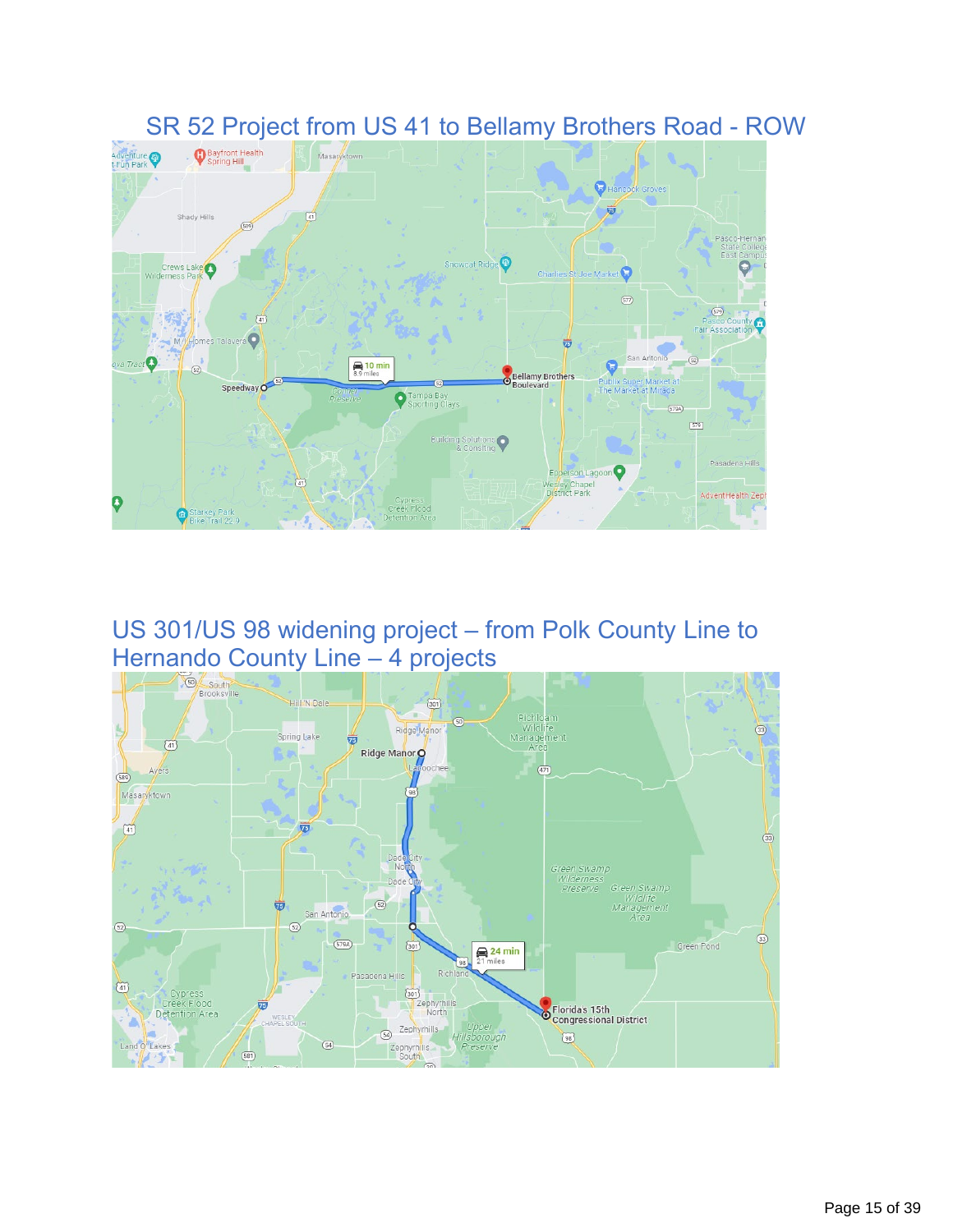## SR 52 Project from US 41 to Bellamy Brothers Road - ROW

## US 301/US 98 widening project – from Polk County Line to Hernando County Line – 4 projects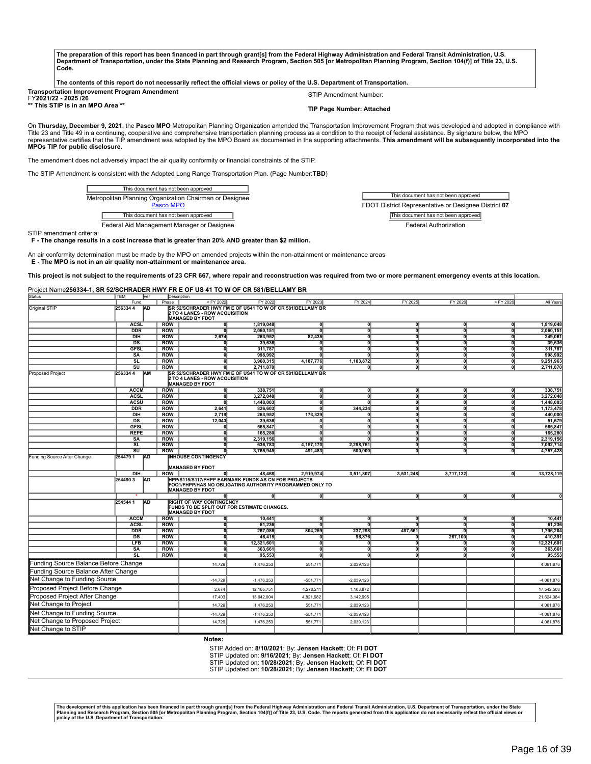The preparation of this report has been financed in part through grant[s] from the Federal Highway Administration and Federal Transit Administration, U.S. Department of Transportation, under the State Planning and Research Program, Section 505 [or Metropolitan Planning Program, Section 104(f)] of Title 23, U.S. Code.

The contents of this report do not necessarily reflect the official views or policy of the U.S. Department of Transportation.

**Transportation Improvement Program Amendment**
FY**2021/22 - 2025 /26**
**\*\* This STIP is in an MPO Area \*\***

STIP Amendment Number:

**TIP Page Number: Attached**

On **Thursday, December 9, 2021**, the **Pasco MPO** Metropolitan Planning Organization amended the Transportation Improvement Program that was developed and adopted in compliance with Title 23 and Title 49 in a continuing, cooperative and comprehensive transportation planning process as a condition to the receipt of federal assistance. By signature below, the MPO representative certifies that the TIP amendment was adopted by the MPO Board as documented in the supporting attachments. **This amendment will be subsequently incorporated into the MPOs TIP for public disclosure.**

The amendment does not adversely impact the air quality conformity or financial constraints of the STIP.

The STIP Amendment is consistent with the Adopted Long Range Transportation Plan. (Page Number:**TBD**)

This document has not been approved
Metropolitan Planning Organization Chairman or Designee
Pasco MPO

This document has not been approved
FDOT District Representative or Designee District **07**

This document has not been approved
Federal Aid Management Manager or Designee

This document has not been approved
Federal Authorization

STIP amendment criteria:
**F - The change results in a cost increase that is greater than 20% AND greater than $2 million.**

An air conformity determination must be made by the MPO on amended projects within the non-attainment or maintenance areas
**E - The MPO is not in an air quality non-attainment or maintenance area.**

**This project is not subject to the requirements of 23 CFR 667, where repair and reconstruction was required from two or more permanent emergency events at this location.**

Project Name**256334-1, SR 52/SCHRADER HWY FR E OF US 41 TO W OF CR 581/BELLAMY BR**

| Status | ITEM / Fund | Ver / Phase | < FY 2022 | FY 2022 | FY 2023 | FY 2024 | FY 2025 | FY 2026 | > FY 2026 | All Years |
|---|---|---|---|---|---|---|---|---|---|---|
| Original STIP | 256334 4 | AD | SR 52/SCHRADER HWY FM E OF US41 TO W OF CR 581/BELLAMY BR 2 TO 4 LANES - ROW ACQUISITION MANAGED BY FDOT | | | | | | | |
| | ACSL | ROW | 0 | 1,819,048 | 0 | 0 | 0 | 0 | 0 | 1,819,048 |
| | DDR | ROW | 0 | 2,060,151 | 0 | 0 | 0 | 0 | 0 | 2,060,151 |
| | DIH | ROW | 2,674 | 263,952 | 82,435 | 0 | 0 | 0 | 0 | 349,061 |
| | DS | ROW | 0 | 39,636 | 0 | 0 | 0 | 0 | 0 | 39,636 |
| | GFSL | ROW | 0 | 311,787 | 0 | 0 | 0 | 0 | 0 | 311,787 |
| | SA | ROW | 0 | 998,992 | 0 | 0 | 0 | 0 | 0 | 998,992 |
| | SL | ROW | 0 | 3,960,315 | 4,187,776 | 1,103,872 | 0 | 0 | 0 | 9,251,963 |
| | SU | ROW | 0 | 2,711,870 | 0 | 0 | 0 | 0 | 0 | 2,711,870 |
| Proposed Project | 256334 4 | AM | SR 52/SCHRADER HWY FM E OF US41 TO W OF CR 581/BELLAMY BR 2 TO 4 LANES - ROW ACQUISITION MANAGED BY FDOT | | | | | | | |
| | ACCM | ROW | 0 | 338,751 | 0 | 0 | 0 | 0 | 0 | 338,751 |
| | ACSL | ROW | 0 | 3,272,048 | 0 | 0 | 0 | 0 | 0 | 3,272,048 |
| | ACSU | ROW | 0 | 1,448,003 | 0 | 0 | 0 | 0 | 0 | 1,448,003 |
| | DDR | ROW | 2,641 | 826,603 | 0 | 344,234 | 0 | 0 | 0 | 1,173,478 |
| | DIH | ROW | 2,719 | 263,952 | 173,329 | 0 | 0 | 0 | 0 | 440,000 |
| | DS | ROW | 12,043 | 39,636 | 0 | 0 | 0 | 0 | 0 | 51,679 |
| | GFSL | ROW | 0 | 565,847 | 0 | 0 | 0 | 0 | 0 | 565,847 |
| | REPE | ROW | 0 | 165,280 | 0 | 0 | 0 | 0 | 0 | 165,280 |
| | SA | ROW | 0 | 2,319,156 | 0 | 0 | 0 | 0 | 0 | 2,319,156 |
| | SL | ROW | 0 | 636,783 | 4,157,170 | 2,298,761 | 0 | 0 | 0 | 7,092,714 |
| | SU | ROW | 0 | 3,765,945 | 491,483 | 500,000 | 0 | 0 | 0 | 4,757,428 |
| Funding Source After Change | 254479 1 | AD | INHOUSE CONTINGENCY MANAGED BY FDOT | | | | | | | |
| | DIH | ROW | 0 | 48,468 | 2,919,974 | 3,511,307 | 3,531,248 | 3,717,122 | 0 | 13,728,119 |
| | 254490 3 | AD | HPP/S115/S117/FHPP EARMARK FUNDS AS CN FOR PROJECTS FOO1/FHPP/HAS NO OBLIGATING AUTHORITY PROGRAMMED ONLY TO MANAGED BY FDOT | | | | | | | |
| | * | | 0 | 0 | 0 | 0 | 0 | 0 | 0 | 0 |
| | 254544 1 | AD | RIGHT OF WAY CONTINGENCY FUNDS TO BE SPLIT OUT FOR ESTIMATE CHANGES. MANAGED BY FDOT | | | | | | | |
| | ACCM | ROW | 0 | 10,441 | 0 | 0 | 0 | 0 | 0 | 10,441 |
| | ACSL | ROW | 0 | 61,236 | 0 | 0 | 0 | 0 | 0 | 61,236 |
| | DDR | ROW | 0 | 267,086 | 804,259 | 237,298 | 487,561 | 0 | 0 | 1,796,204 |
| | DS | ROW | 0 | 46,415 | 0 | 96,876 | 0 | 267,100 | 0 | 410,391 |
| | LFB | ROW | 0 | 12,321,601 | 0 | 0 | 0 | 0 | 0 | 12,321,601 |
| | SA | ROW | 0 | 363,661 | 0 | 0 | 0 | 0 | 0 | 363,661 |
| | SL | ROW | 0 | 95,553 | 0 | 0 | 0 | 0 | 0 | 95,553 |
| Funding Source Balance Before Change | | | 14,729 | 1,476,253 | 551,771 | 2,039,123 | | | | 4,081,876 |
| Funding Source Balance After Change | | | | | | | | | | |
| Net Change to Funding Source | | | -14,729 | -1,476,253 | -551,771 | -2,039,123 | | | | -4,081,876 |
| Proposed Project Before Change | | | 2,674 | 12,165,751 | 4,270,211 | 1,103,872 | | | | 17,542,508 |
| Proposed Project After Change | | | 17,403 | 13,642,004 | 4,821,982 | 3,142,995 | | | | 21,624,384 |
| Net Change to Project | | | 14,729 | 1,476,253 | 551,771 | 2,039,123 | | | | 4,081,876 |
| Net Change to Funding Source | | | -14,729 | -1,476,253 | -551,771 | -2,039,123 | | | | -4,081,876 |
| Net Change to Proposed Project | | | 14,729 | 1,476,253 | 551,771 | 2,039,123 | | | | 4,081,876 |
| Net Change to STIP | | | | | | | | | | |

**Notes:**

STIP Added on: **8/10/2021**; By: **Jensen Hackett**; Of: **Fl DOT**
STIP Updated on: **9/16/2021**; By: **Jensen Hackett**; Of: **Fl DOT**
STIP Updated on: **10/28/2021**; By: **Jensen Hackett**; Of: **Fl DOT**
STIP Updated on: **10/28/2021**; By: **Jensen Hackett**; Of: **Fl DOT**

The development of this application has been financed in part through grant[s] from the Federal Highway Administration and Federal Transit Administration, U.S. Department of Transportation, under the State Planning and Research Program, Section 505 [or Metropolitan Planning Program, Section 104(f)] of Title 23, U.S. Code. The reports generated from this application do not necessarily reflect the official views or policy of the U.S. Department of Transportation.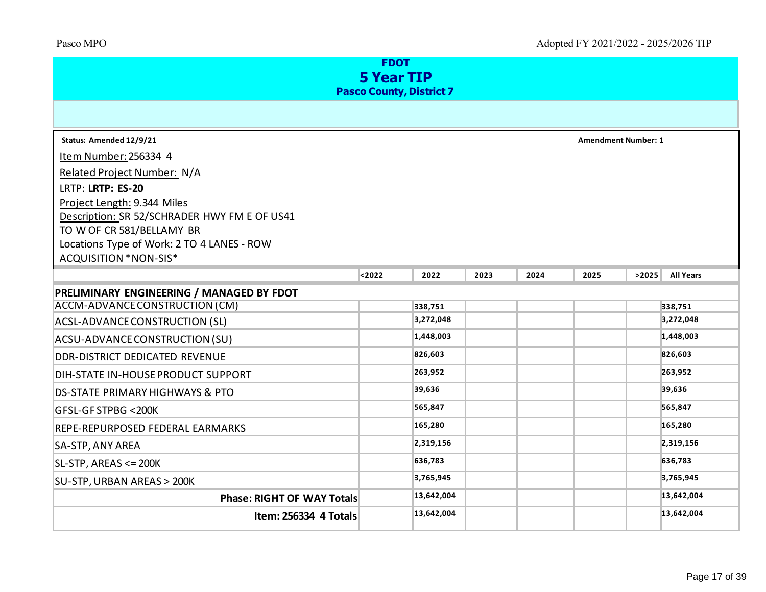**FDOT**

# 5 Year TIP

**Pasco County, District 7**

**Status: Amended 12/9/21** | **Amendment Number: 1**

Item Number: 256334 4

Related Project Number: N/A

LRTP: **LRTP: ES-20**

Project Length: 9.344 Miles

Description: SR 52/SCHRADER HWY FM E OF US41 TO W OF CR 581/BELLAMY BR

Locations Type of Work: 2 TO 4 LANES - ROW ACQUISITION *NON-SIS*

| | <2022 | 2022 | 2023 | 2024 | 2025 | >2025 | All Years |
|---|---|---|---|---|---|---|---|
| **PRELIMINARY ENGINEERING / MANAGED BY FDOT** | | | | | | | |
| ACCM-ADVANCE CONSTRUCTION (CM) | | 338,751 | | | | | 338,751 |
| ACSL-ADVANCE CONSTRUCTION (SL) | | 3,272,048 | | | | | 3,272,048 |
| ACSU-ADVANCE CONSTRUCTION (SU) | | 1,448,003 | | | | | 1,448,003 |
| DDR-DISTRICT DEDICATED REVENUE | | 826,603 | | | | | 826,603 |
| DIH-STATE IN-HOUSE PRODUCT SUPPORT | | 263,952 | | | | | 263,952 |
| DS-STATE PRIMARY HIGHWAYS & PTO | | 39,636 | | | | | 39,636 |
| GFSL-GF STPBG <200K | | 565,847 | | | | | 565,847 |
| REPE-REPURPOSED FEDERAL EARMARKS | | 165,280 | | | | | 165,280 |
| SA-STP, ANY AREA | | 2,319,156 | | | | | 2,319,156 |
| SL-STP, AREAS <= 200K | | 636,783 | | | | | 636,783 |
| SU-STP, URBAN AREAS > 200K | | 3,765,945 | | | | | 3,765,945 |
| **Phase: RIGHT OF WAY Totals** | | 13,642,004 | | | | | 13,642,004 |
| **Item: 256334 4 Totals** | | 13,642,004 | | | | | 13,642,004 |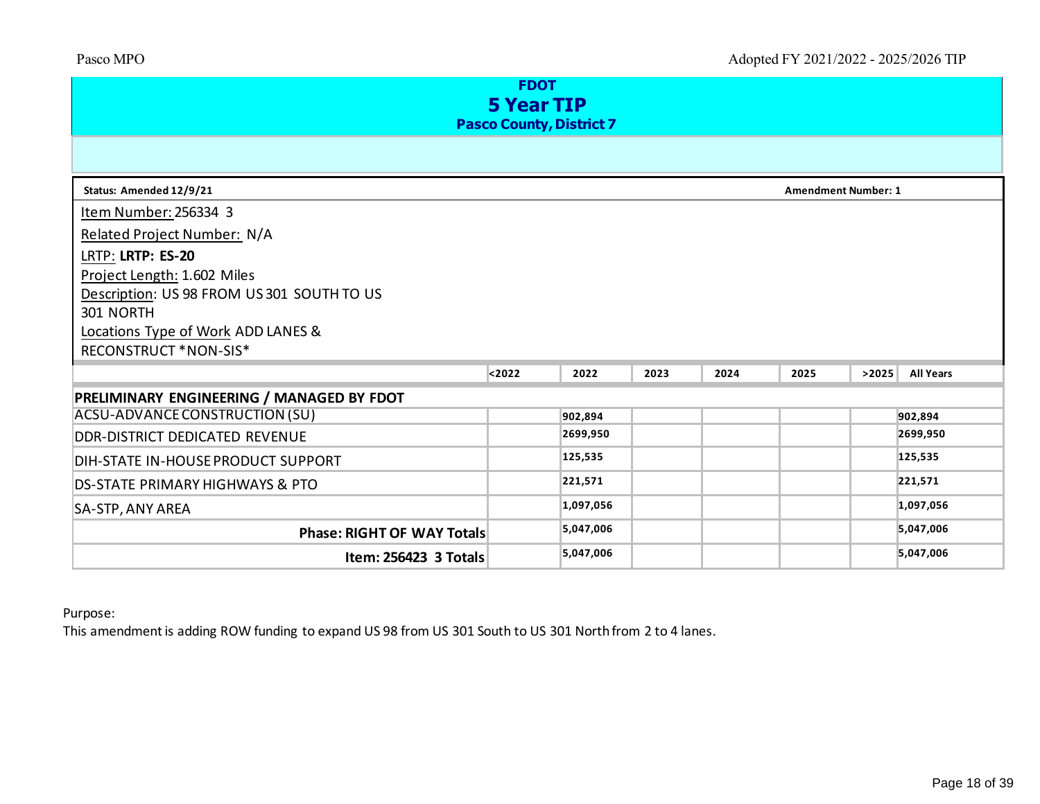# FDOT
## 5 Year TIP
### Pasco County, District 7

**Status: Amended 12/9/21** | **Amendment Number: 1**

Item Number: 256334 3

Related Project Number: N/A

LRTP: **LRTP: ES-20**

Project Length: 1.602 Miles

Description: US 98 FROM US 301 SOUTH TO US 301 NORTH

Locations Type of Work ADD LANES & RECONSTRUCT *NON-SIS*

| | <2022 | 2022 | 2023 | 2024 | 2025 | >2025 | All Years |
|---|---|---|---|---|---|---|---|
| **PRELIMINARY ENGINEERING / MANAGED BY FDOT** | | | | | | | |
| ACSU-ADVANCE CONSTRUCTION (SU) | | 902,894 | | | | | 902,894 |
| DDR-DISTRICT DEDICATED REVENUE | | 2699,950 | | | | | 2699,950 |
| DIH-STATE IN-HOUSE PRODUCT SUPPORT | | 125,535 | | | | | 125,535 |
| DS-STATE PRIMARY HIGHWAYS & PTO | | 221,571 | | | | | 221,571 |
| SA-STP, ANY AREA | | 1,097,056 | | | | | 1,097,056 |
| **Phase: RIGHT OF WAY Totals** | | 5,047,006 | | | | | 5,047,006 |
| **Item: 256423 3 Totals** | | 5,047,006 | | | | | 5,047,006 |

Purpose:
This amendment is adding ROW funding to expand US 98 from US 301 South to US 301 North from 2 to 4 lanes.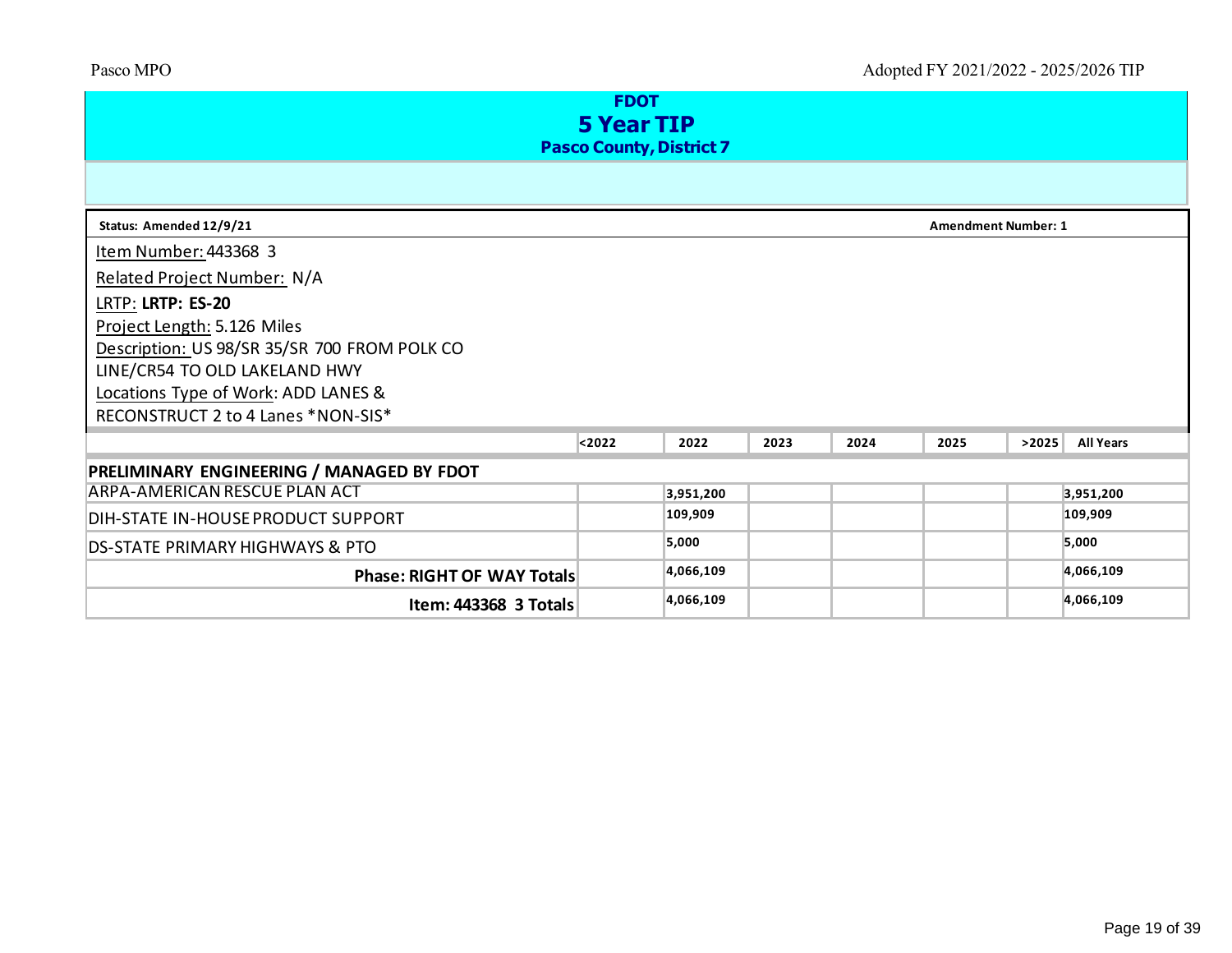# FDOT

## 5 Year TIP

### Pasco County, District 7

**Status: Amended 12/9/21** | **Amendment Number: 1**

Item Number: 443368 3

Related Project Number: N/A

LRTP: **LRTP: ES-20**

Project Length: 5.126 Miles

Description: US 98/SR 35/SR 700 FROM POLK CO LINE/CR54 TO OLD LAKELAND HWY

Locations Type of Work: ADD LANES & RECONSTRUCT 2 to 4 Lanes *NON-SIS*

| | <2022 | 2022 | 2023 | 2024 | 2025 | >2025 | All Years |
|---|---|---|---|---|---|---|---|
| **PRELIMINARY ENGINEERING / MANAGED BY FDOT** | | | | | | | |
| ARPA-AMERICAN RESCUE PLAN ACT | | 3,951,200 | | | | | 3,951,200 |
| DIH-STATE IN-HOUSE PRODUCT SUPPORT | | 109,909 | | | | | 109,909 |
| DS-STATE PRIMARY HIGHWAYS & PTO | | 5,000 | | | | | 5,000 |
| **Phase: RIGHT OF WAY Totals** | | 4,066,109 | | | | | 4,066,109 |
| **Item: 443368 3 Totals** | | 4,066,109 | | | | | 4,066,109 |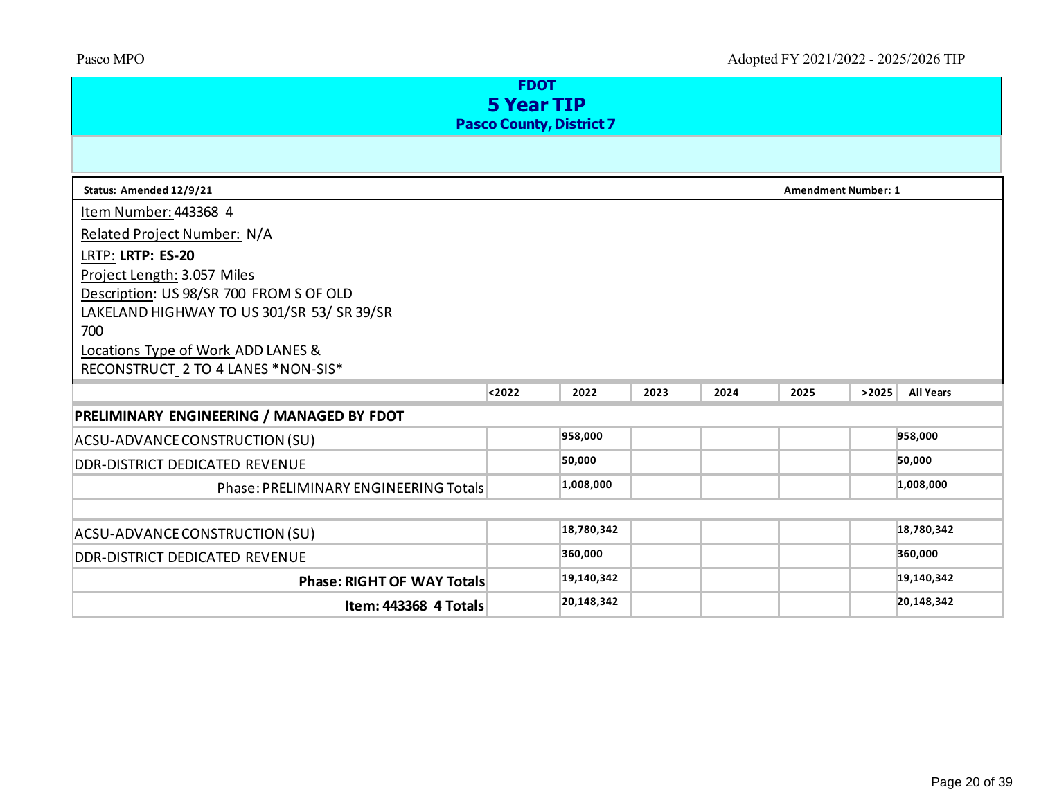## FDOT
# 5 Year TIP
### Pasco County, District 7

**Status: Amended 12/9/21** **Amendment Number: 1**

Item Number: 443368 4

Related Project Number: N/A

LRTP: **LRTP: ES-20**

Project Length: 3.057 Miles

Description: US 98/SR 700 FROM S OF OLD LAKELAND HIGHWAY TO US 301/SR 53/ SR 39/SR 700

Locations Type of Work ADD LANES & RECONSTRUCT_2 TO 4 LANES *NON-SIS*

| | <2022 | 2022 | 2023 | 2024 | 2025 | >2025 | All Years |
|---|---|---|---|---|---|---|---|
| **PRELIMINARY ENGINEERING / MANAGED BY FDOT** | | | | | | | |
| ACSU-ADVANCE CONSTRUCTION (SU) | | 958,000 | | | | | 958,000 |
| DDR-DISTRICT DEDICATED REVENUE | | 50,000 | | | | | 50,000 |
| Phase: PRELIMINARY ENGINEERING Totals | | 1,008,000 | | | | | 1,008,000 |
| | | | | | | | |
| ACSU-ADVANCE CONSTRUCTION (SU) | | 18,780,342 | | | | | 18,780,342 |
| DDR-DISTRICT DEDICATED REVENUE | | 360,000 | | | | | 360,000 |
| **Phase: RIGHT OF WAY Totals** | | 19,140,342 | | | | | 19,140,342 |
| **Item: 443368 4 Totals** | | 20,148,342 | | | | | 20,148,342 |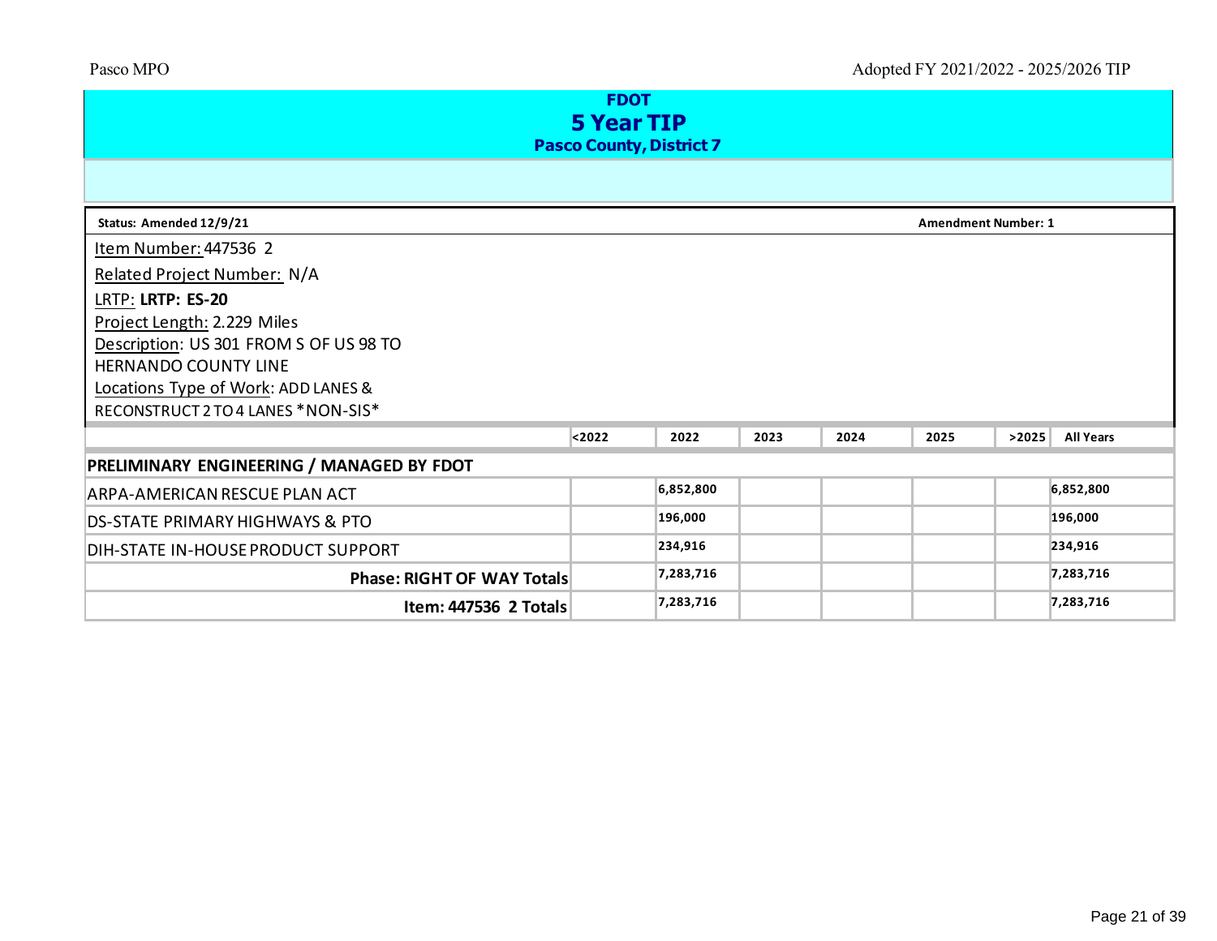# FDOT
## 5 Year TIP
### Pasco County, District 7

**Status: Amended 12/9/21** **Amendment Number: 1**

Item Number: 447536 2

Related Project Number: N/A

LRTP: **LRTP: ES-20**

Project Length: 2.229 Miles

Description: US 301 FROM S OF US 98 TO HERNANDO COUNTY LINE

Locations Type of Work: ADD LANES & RECONSTRUCT 2 TO 4 LANES *NON-SIS*

| | <2022 | 2022 | 2023 | 2024 | 2025 | >2025 | All Years |
|---|---|---|---|---|---|---|---|
| **PRELIMINARY ENGINEERING / MANAGED BY FDOT** | | | | | | | |
| ARPA-AMERICAN RESCUE PLAN ACT | | 6,852,800 | | | | | 6,852,800 |
| DS-STATE PRIMARY HIGHWAYS & PTO | | 196,000 | | | | | 196,000 |
| DIH-STATE IN-HOUSE PRODUCT SUPPORT | | 234,916 | | | | | 234,916 |
| **Phase: RIGHT OF WAY Totals** | | 7,283,716 | | | | | 7,283,716 |
| **Item: 447536 2 Totals** | | 7,283,716 | | | | | 7,283,716 |